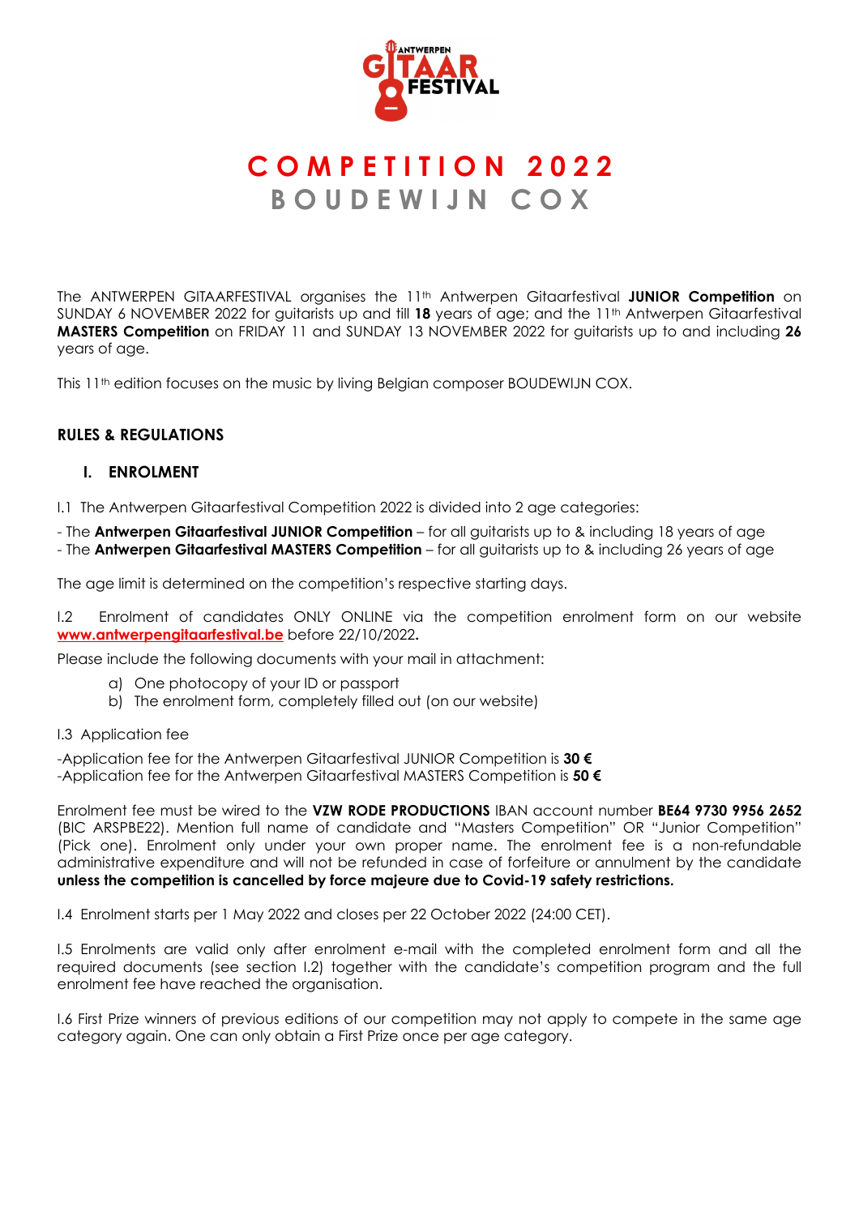# COMPETITION 2022
## BOUDEWIJN COX

The ANTWERPEN GITAARFESTIVAL organises the 11th Antwerpen Gitaarfestival **JUNIOR Competition** on SUNDAY 6 NOVEMBER 2022 for guitarists up and till **18** years of age; and the 11th Antwerpen Gitaarfestival **MASTERS Competition** on FRIDAY 11 and SUNDAY 13 NOVEMBER 2022 for guitarists up to and including **26** years of age.

This 11th edition focuses on the music by living Belgian composer BOUDEWIJN COX.

### RULES & REGULATIONS

#### I. ENROLMENT

I.1 The Antwerpen Gitaarfestival Competition 2022 is divided into 2 age categories:

- The **Antwerpen Gitaarfestival JUNIOR Competition** – for all guitarists up to & including 18 years of age
- The **Antwerpen Gitaarfestival MASTERS Competition** – for all guitarists up to & including 26 years of age

The age limit is determined on the competition's respective starting days.

I.2 Enrolment of candidates ONLY ONLINE via the competition enrolment form on our website **www.antwerpengitaarfestival.be** before 22/10/2022**.**

Please include the following documents with your mail in attachment:

a) One photocopy of your ID or passport
b) The enrolment form, completely filled out (on our website)

I.3 Application fee

-Application fee for the Antwerpen Gitaarfestival JUNIOR Competition is **30 €**
-Application fee for the Antwerpen Gitaarfestival MASTERS Competition is **50 €**

Enrolment fee must be wired to the **VZW RODE PRODUCTIONS** IBAN account number **BE64 9730 9956 2652** (BIC ARSPBE22). Mention full name of candidate and "Masters Competition" OR "Junior Competition" (Pick one). Enrolment only under your own proper name. The enrolment fee is a non-refundable administrative expenditure and will not be refunded in case of forfeiture or annulment by the candidate **unless the competition is cancelled by force majeure due to Covid-19 safety restrictions.**

I.4 Enrolment starts per 1 May 2022 and closes per 22 October 2022 (24:00 CET).

I.5 Enrolments are valid only after enrolment e-mail with the completed enrolment form and all the required documents (see section I.2) together with the candidate's competition program and the full enrolment fee have reached the organisation.

I.6 First Prize winners of previous editions of our competition may not apply to compete in the same age category again. One can only obtain a First Prize once per age category.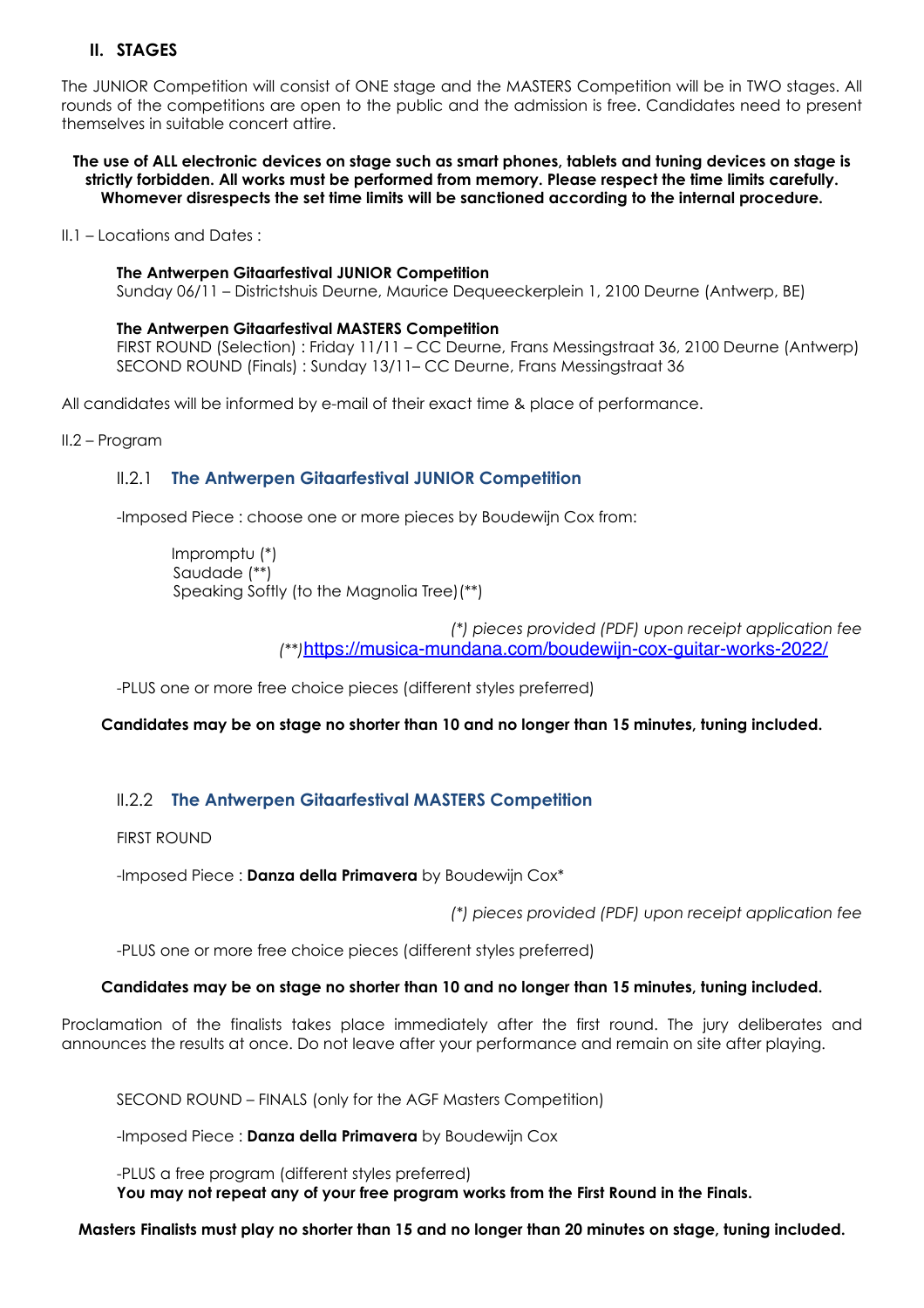## II. STAGES

The JUNIOR Competition will consist of ONE stage and the MASTERS Competition will be in TWO stages. All rounds of the competitions are open to the public and the admission is free. Candidates need to present themselves in suitable concert attire.

**The use of ALL electronic devices on stage such as smart phones, tablets and tuning devices on stage is strictly forbidden. All works must be performed from memory. Please respect the time limits carefully. Whomever disrespects the set time limits will be sanctioned according to the internal procedure.**

II.1 – Locations and Dates :

**The Antwerpen Gitaarfestival JUNIOR Competition**
Sunday 06/11 – Districtshuis Deurne, Maurice Dequeeckerplein 1, 2100 Deurne (Antwerp, BE)

**The Antwerpen Gitaarfestival MASTERS Competition**
FIRST ROUND (Selection) : Friday 11/11 – CC Deurne, Frans Messingstraat 36, 2100 Deurne (Antwerp)
SECOND ROUND (Finals) : Sunday 13/11– CC Deurne, Frans Messingstraat 36

All candidates will be informed by e-mail of their exact time & place of performance.

II.2 – Program

### II.2.1 The Antwerpen Gitaarfestival JUNIOR Competition

-Imposed Piece : choose one or more pieces by Boudewijn Cox from:

Impromptu (*)
Saudade (**)
Speaking Softly (to the Magnolia Tree) (**)

*(*) pieces provided (PDF) upon receipt application fee*
*(**)*https://musica-mundana.com/boudewijn-cox-guitar-works-2022/

-PLUS one or more free choice pieces (different styles preferred)

**Candidates may be on stage no shorter than 10 and no longer than 15 minutes, tuning included.**

### II.2.2 The Antwerpen Gitaarfestival MASTERS Competition

FIRST ROUND

-Imposed Piece : **Danza della Primavera** by Boudewijn Cox*

*(*) pieces provided (PDF) upon receipt application fee*

-PLUS one or more free choice pieces (different styles preferred)

**Candidates may be on stage no shorter than 10 and no longer than 15 minutes, tuning included.**

Proclamation of the finalists takes place immediately after the first round. The jury deliberates and announces the results at once. Do not leave after your performance and remain on site after playing.

SECOND ROUND – FINALS (only for the AGF Masters Competition)

-Imposed Piece : **Danza della Primavera** by Boudewijn Cox

-PLUS a free program (different styles preferred)
**You may not repeat any of your free program works from the First Round in the Finals.**

**Masters Finalists must play no shorter than 15 and no longer than 20 minutes on stage, tuning included.**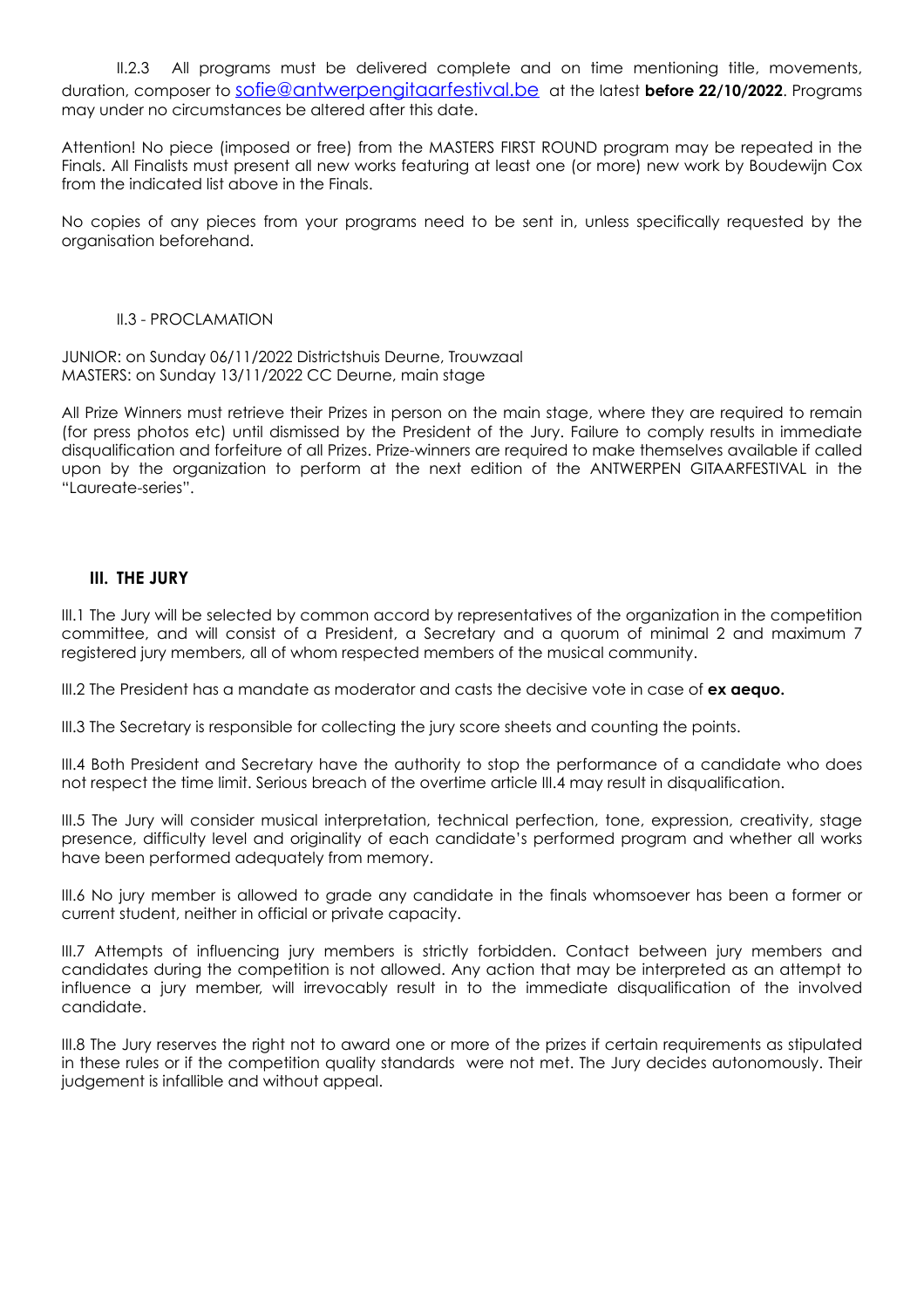II.2.3 All programs must be delivered complete and on time mentioning title, movements, duration, composer to sofie@antwerpengitaarfestival.be at the latest **before 22/10/2022**. Programs may under no circumstances be altered after this date.

Attention! No piece (imposed or free) from the MASTERS FIRST ROUND program may be repeated in the Finals. All Finalists must present all new works featuring at least one (or more) new work by Boudewijn Cox from the indicated list above in the Finals.

No copies of any pieces from your programs need to be sent in, unless specifically requested by the organisation beforehand.

II.3 - PROCLAMATION

JUNIOR: on Sunday 06/11/2022 Districtshuis Deurne, Trouwzaal
MASTERS: on Sunday 13/11/2022 CC Deurne, main stage

All Prize Winners must retrieve their Prizes in person on the main stage, where they are required to remain (for press photos etc) until dismissed by the President of the Jury. Failure to comply results in immediate disqualification and forfeiture of all Prizes. Prize-winners are required to make themselves available if called upon by the organization to perform at the next edition of the ANTWERPEN GITAARFESTIVAL in the "Laureate-series".

## III. THE JURY

III.1 The Jury will be selected by common accord by representatives of the organization in the competition committee, and will consist of a President, a Secretary and a quorum of minimal 2 and maximum 7 registered jury members, all of whom respected members of the musical community.

III.2 The President has a mandate as moderator and casts the decisive vote in case of **ex aequo.**

III.3 The Secretary is responsible for collecting the jury score sheets and counting the points.

III.4 Both President and Secretary have the authority to stop the performance of a candidate who does not respect the time limit. Serious breach of the overtime article III.4 may result in disqualification.

III.5 The Jury will consider musical interpretation, technical perfection, tone, expression, creativity, stage presence, difficulty level and originality of each candidate's performed program and whether all works have been performed adequately from memory.

III.6 No jury member is allowed to grade any candidate in the finals whomsoever has been a former or current student, neither in official or private capacity.

III.7 Attempts of influencing jury members is strictly forbidden. Contact between jury members and candidates during the competition is not allowed. Any action that may be interpreted as an attempt to influence a jury member, will irrevocably result in to the immediate disqualification of the involved candidate.

III.8 The Jury reserves the right not to award one or more of the prizes if certain requirements as stipulated in these rules or if the competition quality standards were not met. The Jury decides autonomously. Their judgement is infallible and without appeal.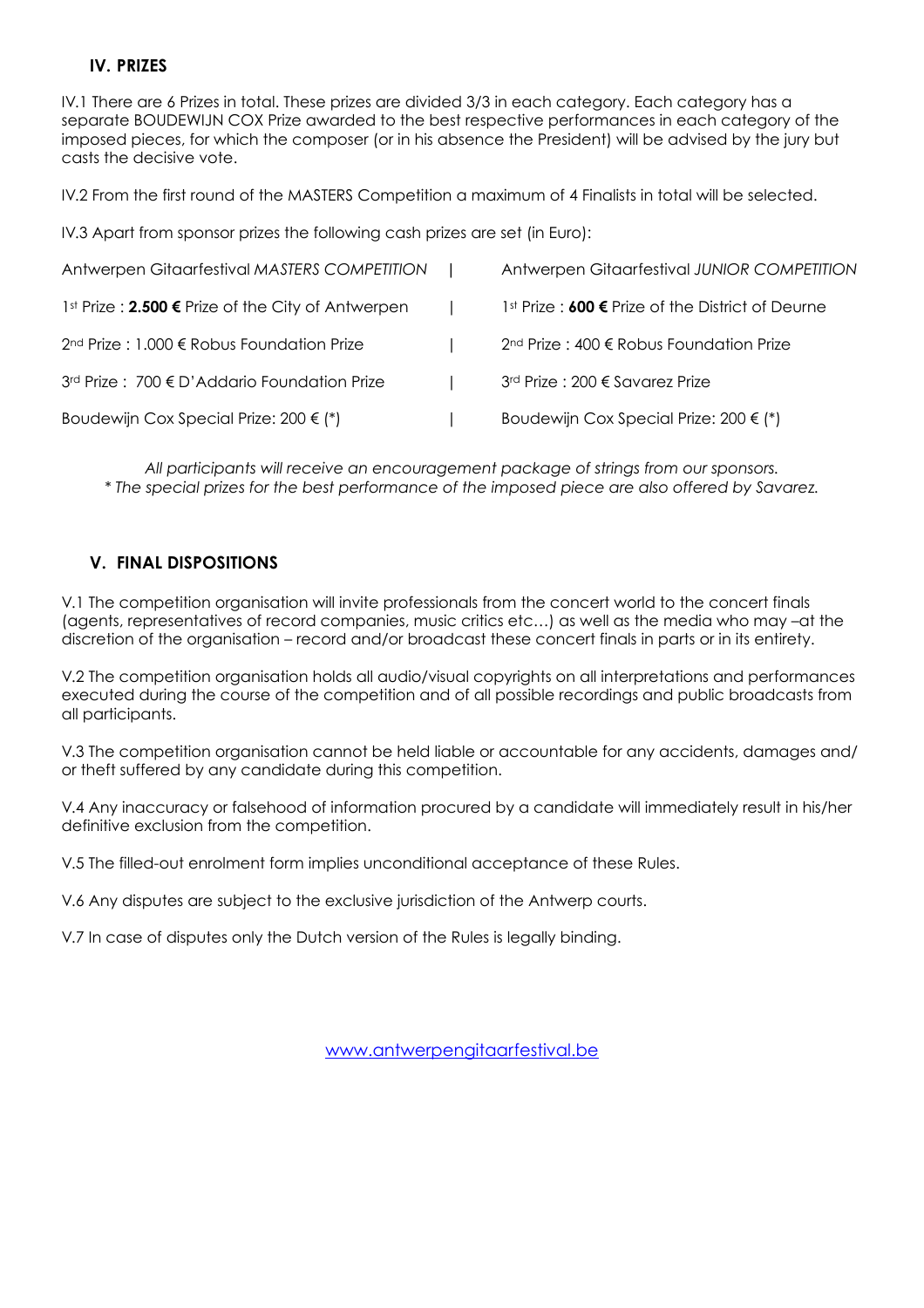## IV. PRIZES

IV.1 There are 6 Prizes in total. These prizes are divided 3/3 in each category. Each category has a separate BOUDEWIJN COX Prize awarded to the best respective performances in each category of the imposed pieces, for which the composer (or in his absence the President) will be advised by the jury but casts the decisive vote.

IV.2 From the first round of the MASTERS Competition a maximum of 4 Finalists in total will be selected.

IV.3 Apart from sponsor prizes the following cash prizes are set (in Euro):

| Antwerpen Gitaarfestival *MASTERS COMPETITION* | Antwerpen Gitaarfestival *JUNIOR COMPETITION* |
|---|---|
| 1st Prize : **2.500 €** Prize of the City of Antwerpen | 1st Prize : **600 €** Prize of the District of Deurne |
| 2nd Prize : 1.000 € Robus Foundation Prize | 2nd Prize : 400 € Robus Foundation Prize |
| 3rd Prize : 700 € D'Addario Foundation Prize | 3rd Prize : 200 € Savarez Prize |
| Boudewijn Cox Special Prize: 200 € (*) | Boudewijn Cox Special Prize: 200 € (*) |

*All participants will receive an encouragement package of strings from our sponsors.*
*\* The special prizes for the best performance of the imposed piece are also offered by Savarez.*

## V. FINAL DISPOSITIONS

V.1 The competition organisation will invite professionals from the concert world to the concert finals (agents, representatives of record companies, music critics etc…) as well as the media who may –at the discretion of the organisation – record and/or broadcast these concert finals in parts or in its entirety.

V.2 The competition organisation holds all audio/visual copyrights on all interpretations and performances executed during the course of the competition and of all possible recordings and public broadcasts from all participants.

V.3 The competition organisation cannot be held liable or accountable for any accidents, damages and/ or theft suffered by any candidate during this competition.

V.4 Any inaccuracy or falsehood of information procured by a candidate will immediately result in his/her definitive exclusion from the competition.

V.5 The filled-out enrolment form implies unconditional acceptance of these Rules.

V.6 Any disputes are subject to the exclusive jurisdiction of the Antwerp courts.

V.7 In case of disputes only the Dutch version of the Rules is legally binding.

www.antwerpengitaarfestival.be